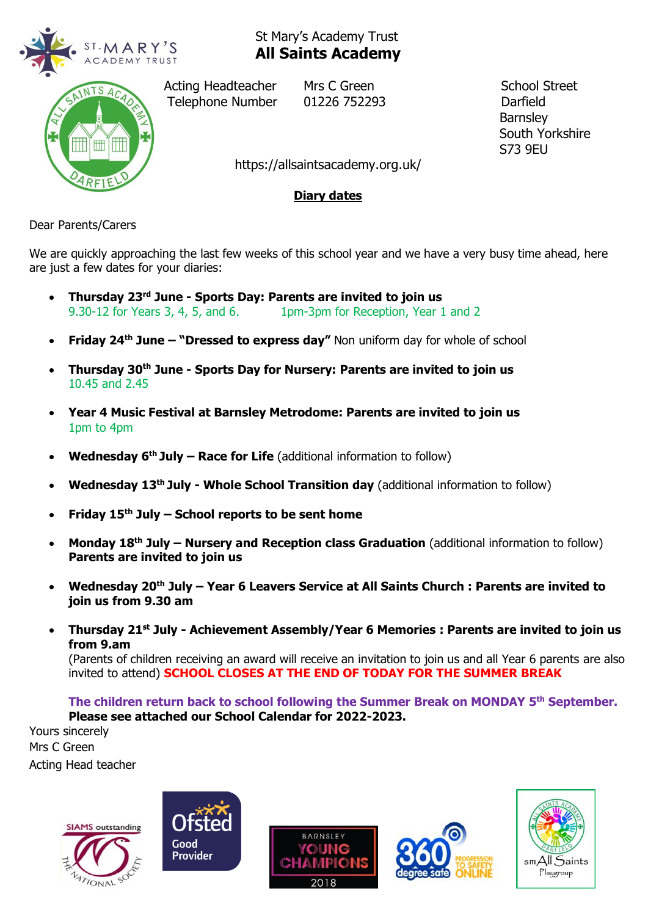St Mary's Academy Trust

# All Saints Academy

Acting Headteacher Mrs C Green
Telephone Number 01226 752293

School Street
Darfield
Barnsley
South Yorkshire
S73 9EU

https://allsaintsacademy.org.uk/

## Diary dates

Dear Parents/Carers

We are quickly approaching the last few weeks of this school year and we have a very busy time ahead, here are just a few dates for your diaries:

- **Thursday 23rd June - Sports Day: Parents are invited to join us**
  9.30-12 for Years 3, 4, 5, and 6. 1pm-3pm for Reception, Year 1 and 2
- **Friday 24th June – "Dressed to express day"** Non uniform day for whole of school
- **Thursday 30th June - Sports Day for Nursery: Parents are invited to join us**
  10.45 and 2.45
- **Year 4 Music Festival at Barnsley Metrodome: Parents are invited to join us**
  1pm to 4pm
- **Wednesday 6th July – Race for Life** (additional information to follow)
- **Wednesday 13th July - Whole School Transition day** (additional information to follow)
- **Friday 15th July – School reports to be sent home**
- **Monday 18th July – Nursery and Reception class Graduation** (additional information to follow) **Parents are invited to join us**
- **Wednesday 20th July – Year 6 Leavers Service at All Saints Church : Parents are invited to join us from 9.30 am**
- **Thursday 21st July - Achievement Assembly/Year 6 Memories : Parents are invited to join us from 9.am**
  (Parents of children receiving an award will receive an invitation to join us and all Year 6 parents are also invited to attend) **SCHOOL CLOSES AT THE END OF TODAY FOR THE SUMMER BREAK**

**The children return back to school following the Summer Break on MONDAY 5th September.**
**Please see attached our School Calendar for 2022-2023.**

Yours sincerely
Mrs C Green
Acting Head teacher